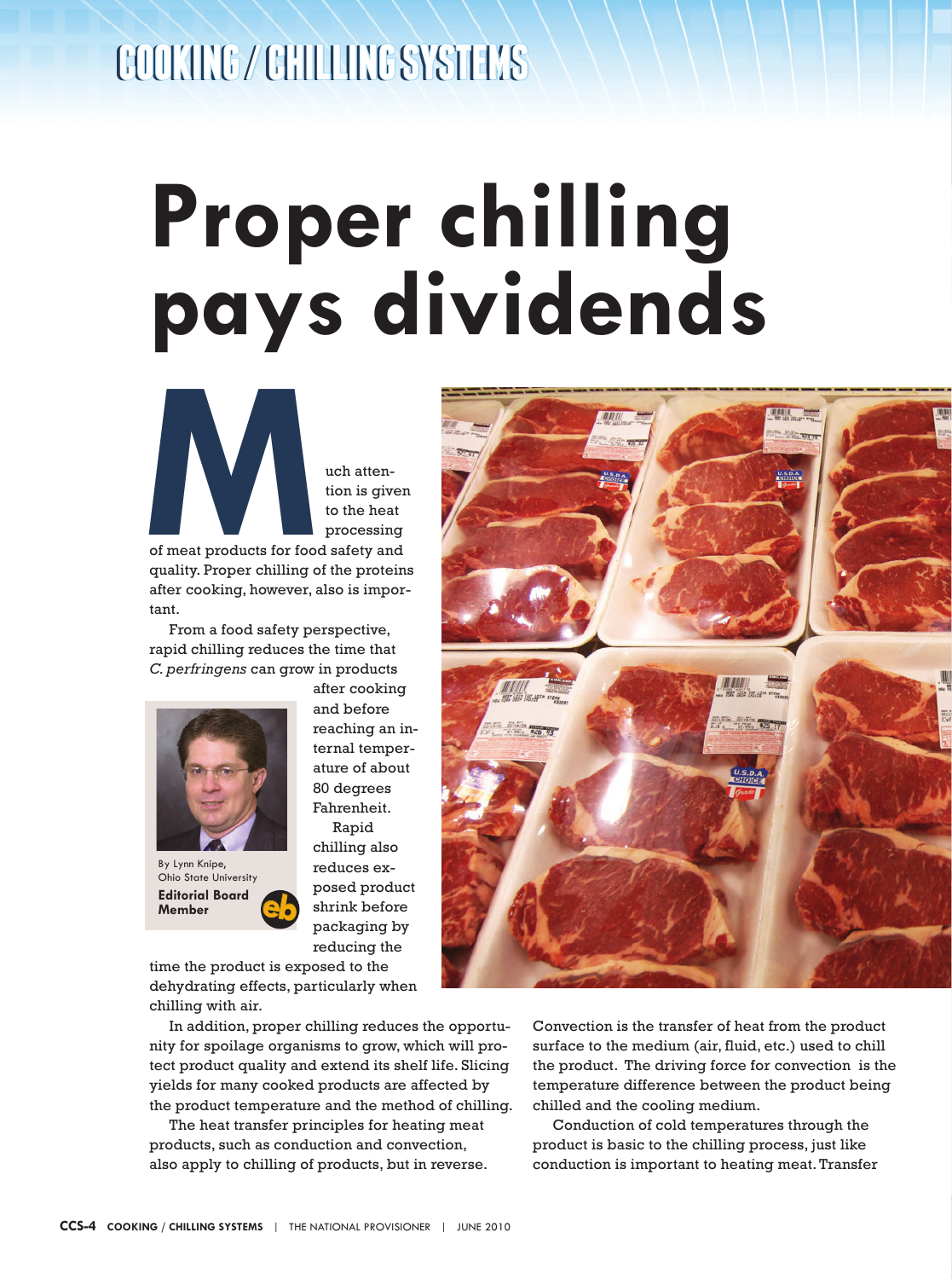# Proper chilling pays dividends

By Lynn Knipe, Ohio State University

**Editorial Board Member**

Much attention is given to the heat processing of meat products for food safety and quality. Proper chilling of the proteins after cooking, however, also is important.

From a food safety perspective, rapid chilling reduces the time that *C. perfringens* can grow in products after cooking and before reaching an internal temperature of about 80 degrees Fahrenheit.

Rapid chilling also reduces exposed product shrink before packaging by reducing the time the product is exposed to the dehydrating effects, particularly when chilling with air.

In addition, proper chilling reduces the opportunity for spoilage organisms to grow, which will protect product quality and extend its shelf life. Slicing yields for many cooked products are affected by the product temperature and the method of chilling.

The heat transfer principles for heating meat products, such as conduction and convection, also apply to chilling of products, but in reverse. Convection is the transfer of heat from the product surface to the medium (air, fluid, etc.) used to chill the product. The driving force for convection is the temperature difference between the product being chilled and the cooling medium.

Conduction of cold temperatures through the product is basic to the chilling process, just like conduction is important to heating meat. Transfer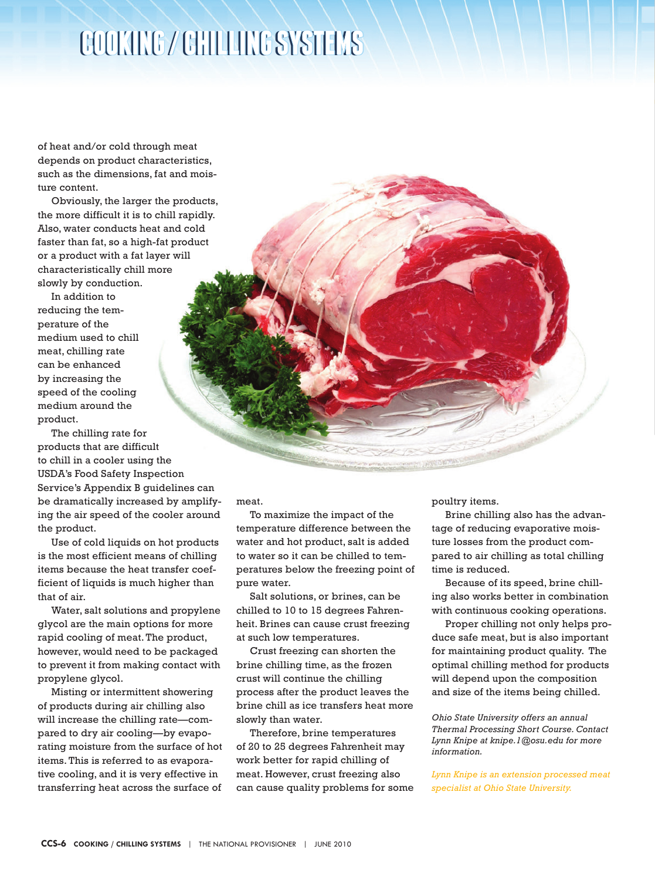of heat and/or cold through meat depends on product characteristics, such as the dimensions, fat and moisture content.

Obviously, the larger the products, the more difficult it is to chill rapidly. Also, water conducts heat and cold faster than fat, so a high-fat product or a product with a fat layer will characteristically chill more slowly by conduction.

In addition to reducing the temperature of the medium used to chill meat, chilling rate can be enhanced by increasing the speed of the cooling medium around the product.

The chilling rate for products that are difficult to chill in a cooler using the USDA's Food Safety Inspection Service's Appendix B guidelines can be dramatically increased by amplifying the air speed of the cooler around the product.

Use of cold liquids on hot products is the most efficient means of chilling items because the heat transfer coefficient of liquids is much higher than that of air.

Water, salt solutions and propylene glycol are the main options for more rapid cooling of meat. The product, however, would need to be packaged to prevent it from making contact with propylene glycol.

Misting or intermittent showering of products during air chilling also will increase the chilling rate—compared to dry air cooling—by evaporating moisture from the surface of hot items. This is referred to as evaporative cooling, and it is very effective in transferring heat across the surface of meat.

To maximize the impact of the temperature difference between the water and hot product, salt is added to water so it can be chilled to temperatures below the freezing point of pure water.

Salt solutions, or brines, can be chilled to 10 to 15 degrees Fahrenheit. Brines can cause crust freezing at such low temperatures.

Crust freezing can shorten the brine chilling time, as the frozen crust will continue the chilling process after the product leaves the brine chill as ice transfers heat more slowly than water.

Therefore, brine temperatures of 20 to 25 degrees Fahrenheit may work better for rapid chilling of meat. However, crust freezing also can cause quality problems for some poultry items.

Brine chilling also has the advantage of reducing evaporative moisture losses from the product compared to air chilling as total chilling time is reduced.

Because of its speed, brine chilling also works better in combination with continuous cooking operations.

Proper chilling not only helps produce safe meat, but is also important for maintaining product quality. The optimal chilling method for products will depend upon the composition and size of the items being chilled.

*Ohio State University offers an annual Thermal Processing Short Course. Contact Lynn Knipe at knipe.1@osu.edu for more information.*

*Lynn Knipe is an extension processed meat specialist at Ohio State University.*